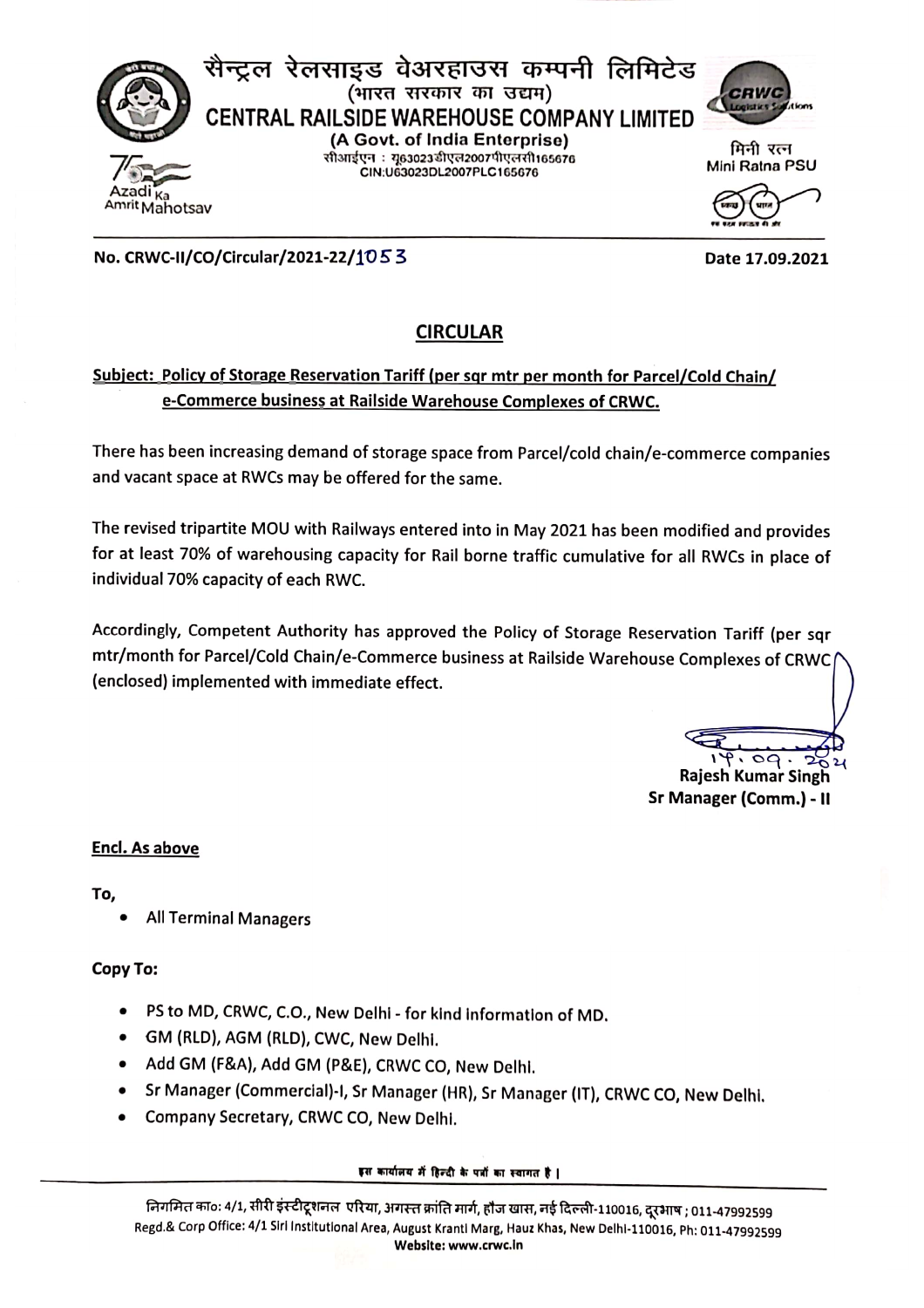सैन्ट्रल रेलसाइड वेअरहाउस कम्पनी लिमिटेड
(भारत सरकार का उद्यम)

# CENTRAL RAILSIDE WAREHOUSE COMPANY LIMITED

(A Govt. of India Enterprise)
सीआईएन : यू63023डीएल2007पीएलसी165676
CIN:U63023DL2007PLC165676

मिनी रत्न
Mini Ratna PSU

Azadi Ka Amrit Mahotsav

**No. CRWC-II/CO/Circular/2021-22/1053** **Date 17.09.2021**

## CIRCULAR

**Subject: Policy of Storage Reservation Tariff (per sqr mtr per month for Parcel/Cold Chain/ e-Commerce business at Railside Warehouse Complexes of CRWC.**

There has been increasing demand of storage space from Parcel/cold chain/e-commerce companies and vacant space at RWCs may be offered for the same.

The revised tripartite MOU with Railways entered into in May 2021 has been modified and provides for at least 70% of warehousing capacity for Rail borne traffic cumulative for all RWCs in place of individual 70% capacity of each RWC.

Accordingly, Competent Authority has approved the Policy of Storage Reservation Tariff (per sqr mtr/month for Parcel/Cold Chain/e-Commerce business at Railside Warehouse Complexes of CRWC (enclosed) implemented with immediate effect.

17.09.2021
**Rajesh Kumar Singh**
**Sr Manager (Comm.) - II**

**Encl. As above**

**To,**

- All Terminal Managers

**Copy To:**

- PS to MD, CRWC, C.O., New Delhi - for kind information of MD.
- GM (RLD), AGM (RLD), CWC, New Delhi.
- Add GM (F&A), Add GM (P&E), CRWC CO, New Delhi.
- Sr Manager (Commercial)-I, Sr Manager (HR), Sr Manager (IT), CRWC CO, New Delhi.
- Company Secretary, CRWC CO, New Delhi.

इस कार्यालय में हिन्दी के पत्रों का स्वागत है।

निगमित का०: 4/1, सीरी इंस्टीटूशनल एरिया, अगस्त क्रांति मार्ग, हौज खास, नई दिल्ली-110016, दूरभाष ; 011-47992599
Regd.& Corp Office: 4/1 Siri Institutional Area, August Kranti Marg, Hauz Khas, New Delhi-110016, Ph: 011-47992599
Website: www.crwc.in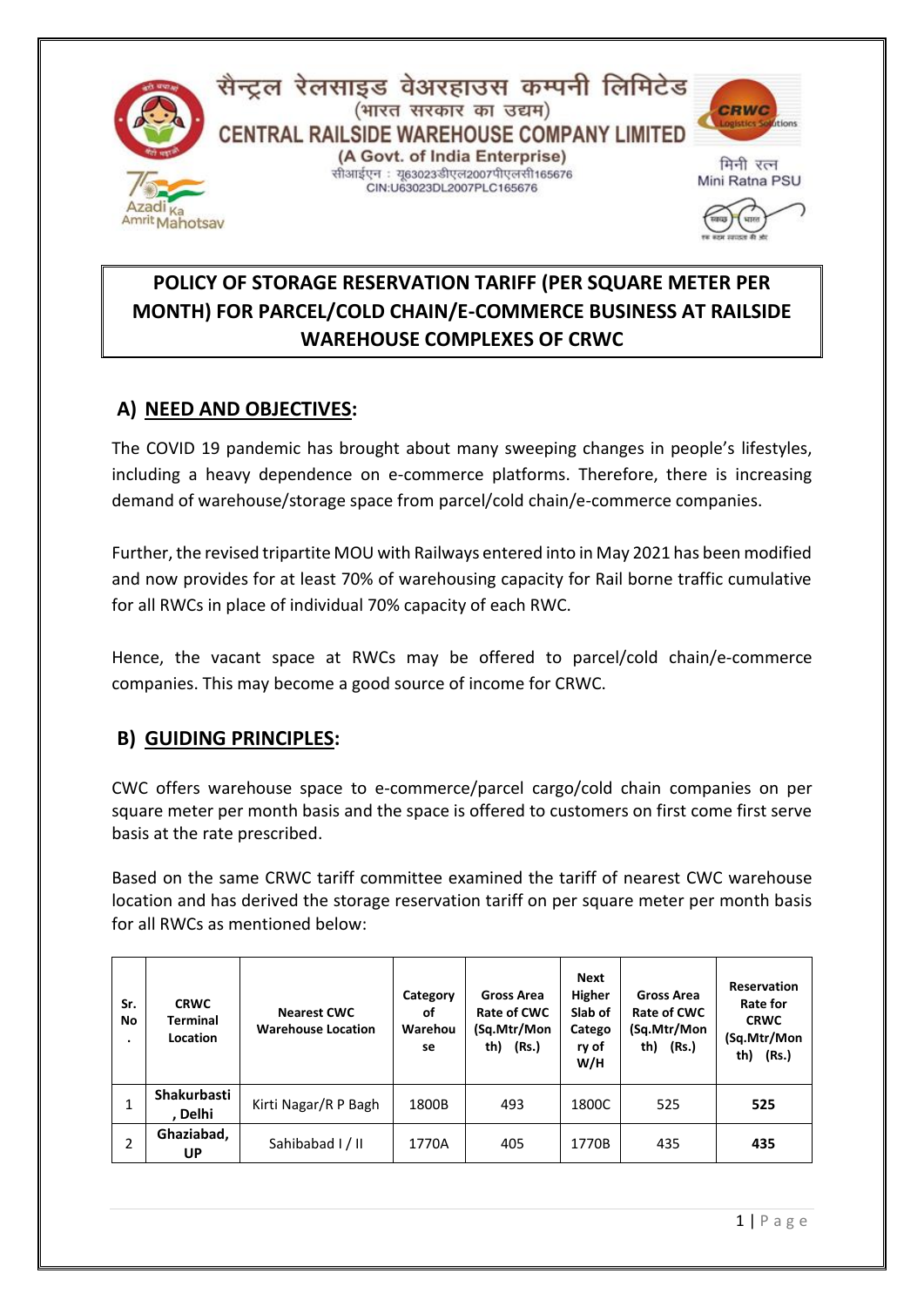सैन्ट्रल रेलसाइड वेअरहाउस कम्पनी लिमिटेड
(भारत सरकार का उद्यम)
CENTRAL RAILSIDE WAREHOUSE COMPANY LIMITED
(A Govt. of India Enterprise)
सीआईएन : यू63023डीएल2007पीएलसी165676
CIN:U63023DL2007PLC165676

मिनी रत्न
Mini Ratna PSU

# POLICY OF STORAGE RESERVATION TARIFF (PER SQUARE METER PER MONTH) FOR PARCEL/COLD CHAIN/E-COMMERCE BUSINESS AT RAILSIDE WAREHOUSE COMPLEXES OF CRWC

## A) NEED AND OBJECTIVES:

The COVID 19 pandemic has brought about many sweeping changes in people's lifestyles, including a heavy dependence on e-commerce platforms. Therefore, there is increasing demand of warehouse/storage space from parcel/cold chain/e-commerce companies.

Further, the revised tripartite MOU with Railways entered into in May 2021 has been modified and now provides for at least 70% of warehousing capacity for Rail borne traffic cumulative for all RWCs in place of individual 70% capacity of each RWC.

Hence, the vacant space at RWCs may be offered to parcel/cold chain/e-commerce companies. This may become a good source of income for CRWC.

## B) GUIDING PRINCIPLES:

CWC offers warehouse space to e-commerce/parcel cargo/cold chain companies on per square meter per month basis and the space is offered to customers on first come first serve basis at the rate prescribed.

Based on the same CRWC tariff committee examined the tariff of nearest CWC warehouse location and has derived the storage reservation tariff on per square meter per month basis for all RWCs as mentioned below:

| Sr. No. | CRWC Terminal Location | Nearest CWC Warehouse Location | Category of Warehouse | Gross Area Rate of CWC (Sq.Mtr/Month) (Rs.) | Next Higher Slab of Category of W/H | Gross Area Rate of CWC (Sq.Mtr/Month) (Rs.) | Reservation Rate for CRWC (Sq.Mtr/Month) (Rs.) |
|---|---|---|---|---|---|---|---|
| 1 | Shakurbasti, Delhi | Kirti Nagar/R P Bagh | 1800B | 493 | 1800C | 525 | **525** |
| 2 | Ghaziabad, UP | Sahibabad I / II | 1770A | 405 | 1770B | 435 | **435** |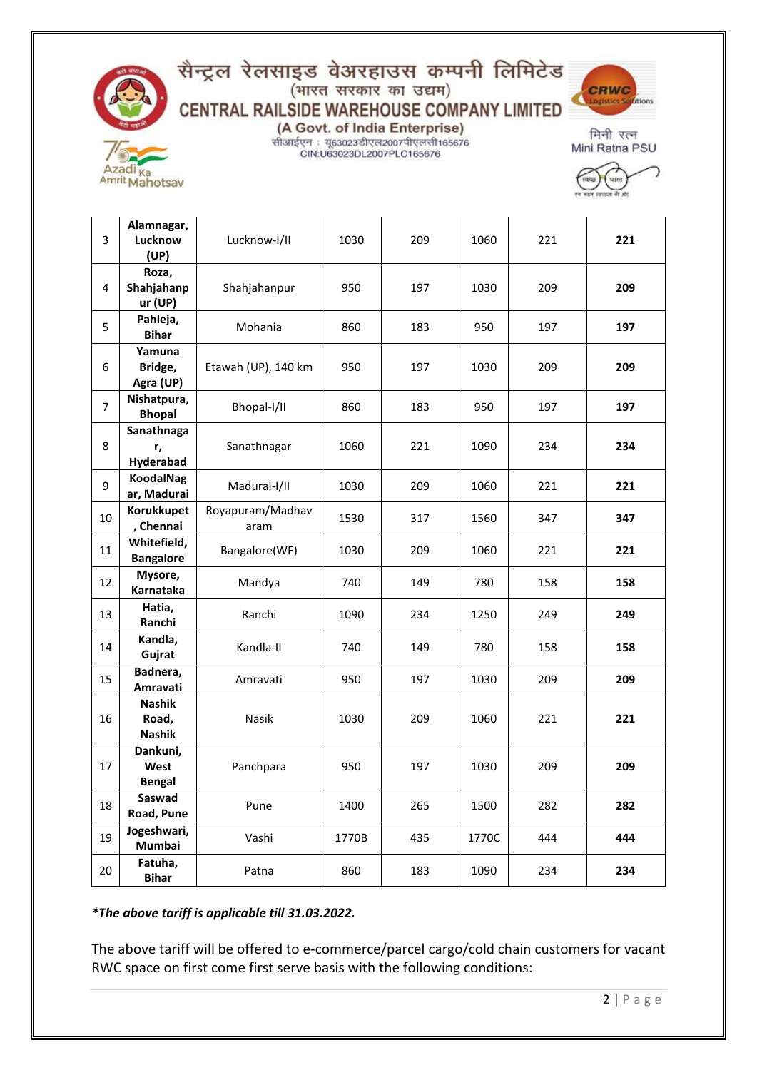| | | | | | | | |
|---|---|---|---|---|---|---|---|
| 3 | **Alamnagar, Lucknow (UP)** | Lucknow-I/II | 1030 | 209 | 1060 | 221 | **221** |
| 4 | **Roza, Shahjahanpur (UP)** | Shahjahanpur | 950 | 197 | 1030 | 209 | **209** |
| 5 | **Pahleja, Bihar** | Mohania | 860 | 183 | 950 | 197 | **197** |
| 6 | **Yamuna Bridge, Agra (UP)** | Etawah (UP), 140 km | 950 | 197 | 1030 | 209 | **209** |
| 7 | **Nishatpura, Bhopal** | Bhopal-I/II | 860 | 183 | 950 | 197 | **197** |
| 8 | **Sanathnagar, Hyderabad** | Sanathnagar | 1060 | 221 | 1090 | 234 | **234** |
| 9 | **KoodalNagar, Madurai** | Madurai-I/II | 1030 | 209 | 1060 | 221 | **221** |
| 10 | **Korukkupet, Chennai** | Royapuram/Madhavaram | 1530 | 317 | 1560 | 347 | **347** |
| 11 | **Whitefield, Bangalore** | Bangalore(WF) | 1030 | 209 | 1060 | 221 | **221** |
| 12 | **Mysore, Karnataka** | Mandya | 740 | 149 | 780 | 158 | **158** |
| 13 | **Hatia, Ranchi** | Ranchi | 1090 | 234 | 1250 | 249 | **249** |
| 14 | **Kandla, Gujrat** | Kandla-II | 740 | 149 | 780 | 158 | **158** |
| 15 | **Badnera, Amravati** | Amravati | 950 | 197 | 1030 | 209 | **209** |
| 16 | **Nashik Road, Nashik** | Nasik | 1030 | 209 | 1060 | 221 | **221** |
| 17 | **Dankuni, West Bengal** | Panchpara | 950 | 197 | 1030 | 209 | **209** |
| 18 | **Saswad Road, Pune** | Pune | 1400 | 265 | 1500 | 282 | **282** |
| 19 | **Jogeshwari, Mumbai** | Vashi | 1770B | 435 | 1770C | 444 | **444** |
| 20 | **Fatuha, Bihar** | Patna | 860 | 183 | 1090 | 234 | **234** |

***The above tariff is applicable till 31.03.2022.***

The above tariff will be offered to e-commerce/parcel cargo/cold chain customers for vacant RWC space on first come first serve basis with the following conditions: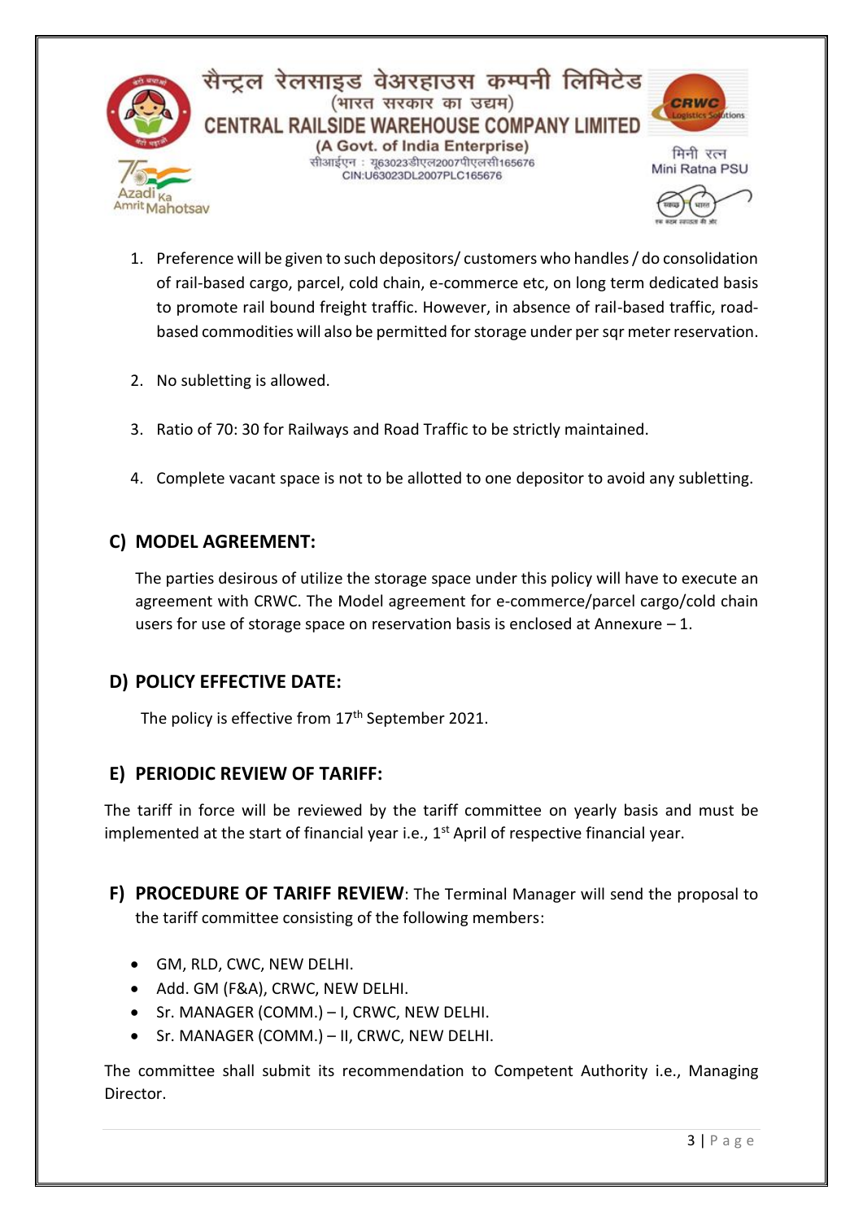1. Preference will be given to such depositors/ customers who handles / do consolidation of rail-based cargo, parcel, cold chain, e-commerce etc, on long term dedicated basis to promote rail bound freight traffic. However, in absence of rail-based traffic, road-based commodities will also be permitted for storage under per sqr meter reservation.

2. No subletting is allowed.

3. Ratio of 70: 30 for Railways and Road Traffic to be strictly maintained.

4. Complete vacant space is not to be allotted to one depositor to avoid any subletting.

## C) MODEL AGREEMENT:

The parties desirous of utilize the storage space under this policy will have to execute an agreement with CRWC. The Model agreement for e-commerce/parcel cargo/cold chain users for use of storage space on reservation basis is enclosed at Annexure – 1.

## D) POLICY EFFECTIVE DATE:

The policy is effective from 17th September 2021.

## E) PERIODIC REVIEW OF TARIFF:

The tariff in force will be reviewed by the tariff committee on yearly basis and must be implemented at the start of financial year i.e., 1st April of respective financial year.

## F) PROCEDURE OF TARIFF REVIEW: The Terminal Manager will send the proposal to the tariff committee consisting of the following members:

- GM, RLD, CWC, NEW DELHI.
- Add. GM (F&A), CRWC, NEW DELHI.
- Sr. MANAGER (COMM.) – I, CRWC, NEW DELHI.
- Sr. MANAGER (COMM.) – II, CRWC, NEW DELHI.

The committee shall submit its recommendation to Competent Authority i.e., Managing Director.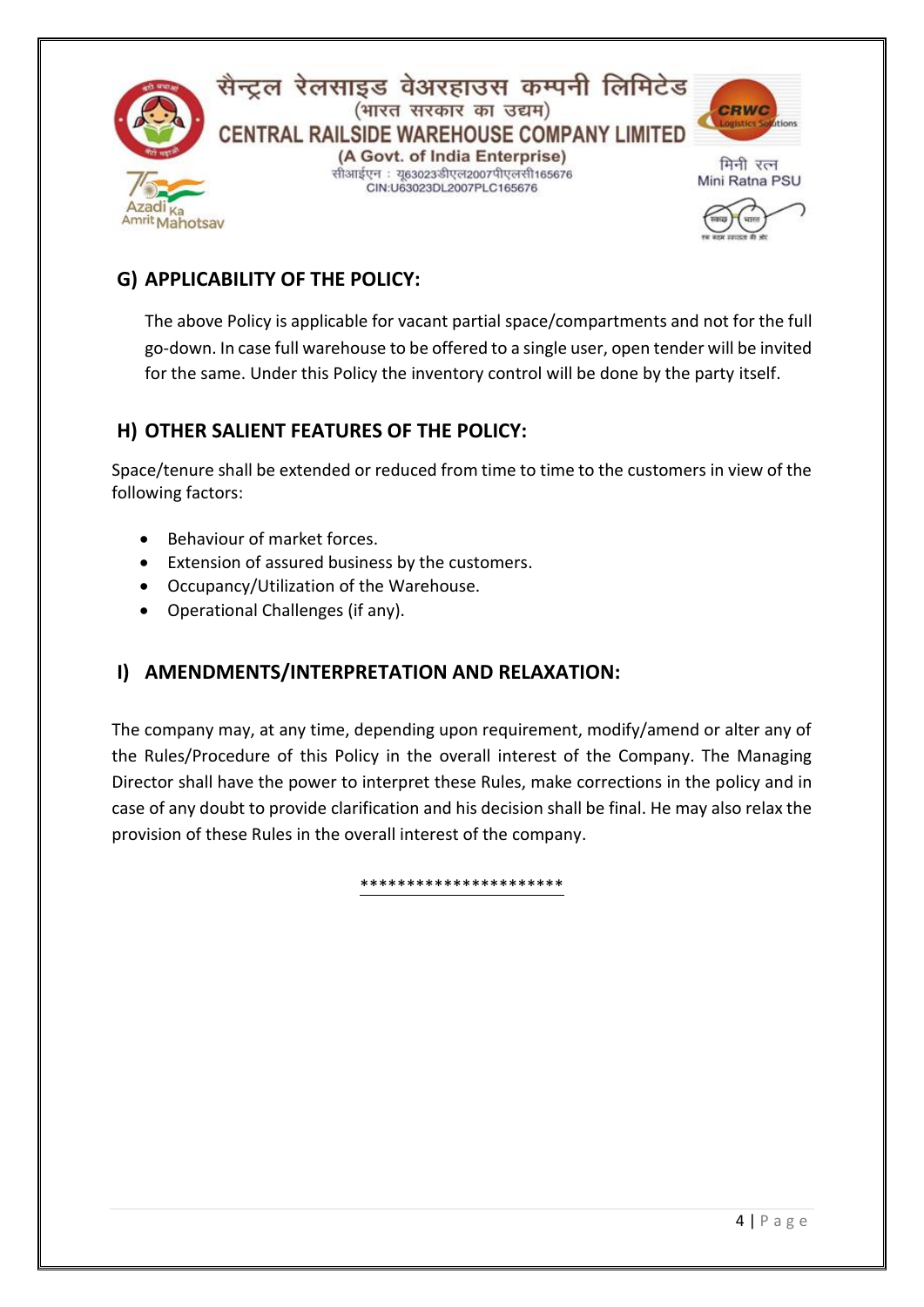## G) APPLICABILITY OF THE POLICY:

The above Policy is applicable for vacant partial space/compartments and not for the full go-down. In case full warehouse to be offered to a single user, open tender will be invited for the same. Under this Policy the inventory control will be done by the party itself.

## H) OTHER SALIENT FEATURES OF THE POLICY:

Space/tenure shall be extended or reduced from time to time to the customers in view of the following factors:

- Behaviour of market forces.
- Extension of assured business by the customers.
- Occupancy/Utilization of the Warehouse.
- Operational Challenges (if any).

## I) AMENDMENTS/INTERPRETATION AND RELAXATION:

The company may, at any time, depending upon requirement, modify/amend or alter any of the Rules/Procedure of this Policy in the overall interest of the Company. The Managing Director shall have the power to interpret these Rules, make corrections in the policy and in case of any doubt to provide clarification and his decision shall be final. He may also relax the provision of these Rules in the overall interest of the company.

**********************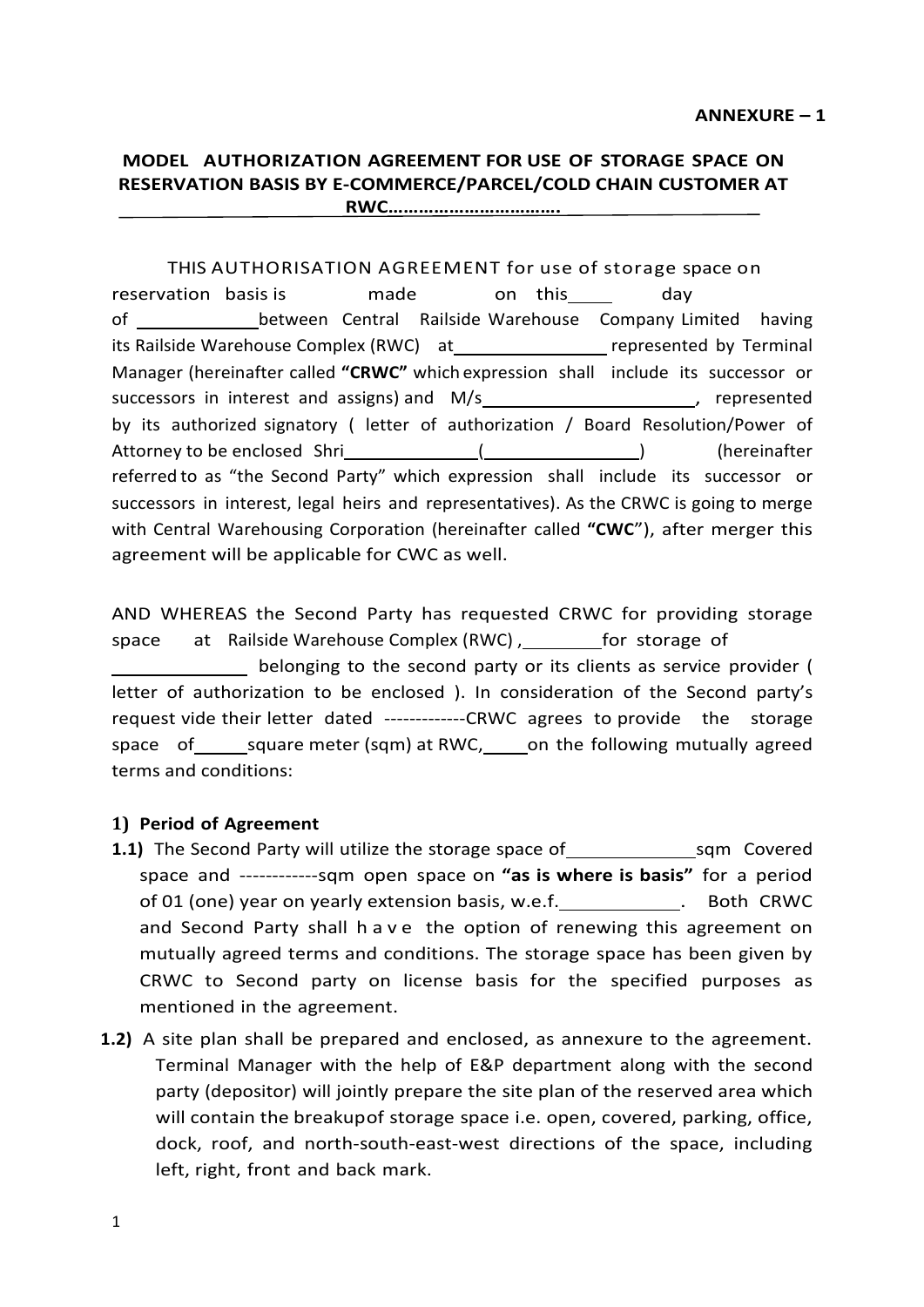**ANNEXURE – 1**

## MODEL AUTHORIZATION AGREEMENT FOR USE OF STORAGE SPACE ON RESERVATION BASIS BY E-COMMERCE/PARCEL/COLD CHAIN CUSTOMER AT RWC…………………………….

THIS AUTHORISATION AGREEMENT for use of storage space on reservation basis is made on this\_\_\_\_ day of \_\_\_\_\_\_\_\_\_\_\_\_ between Central Railside Warehouse Company Limited having its Railside Warehouse Complex (RWC) at\_\_\_\_\_\_\_\_\_\_\_\_\_\_\_ represented by Terminal Manager (hereinafter called **"CRWC"** which expression shall include its successor or successors in interest and assigns) and M/s\_\_\_\_\_\_\_\_\_\_\_\_\_\_\_\_\_\_\_\_, represented by its authorized signatory ( letter of authorization / Board Resolution/Power of Attorney to be enclosed Shri\_\_\_\_\_\_\_\_\_\_\_\_\_(\_\_\_\_\_\_\_\_\_\_\_\_\_\_\_) (hereinafter referred to as "the Second Party" which expression shall include its successor or successors in interest, legal heirs and representatives). As the CRWC is going to merge with Central Warehousing Corporation (hereinafter called **"CWC"**), after merger this agreement will be applicable for CWC as well.

AND WHEREAS the Second Party has requested CRWC for providing storage space at Railside Warehouse Complex (RWC) ,\_\_\_\_\_\_\_\_for storage of \_\_\_\_\_\_\_\_\_\_\_\_\_ belonging to the second party or its clients as service provider ( letter of authorization to be enclosed ). In consideration of the Second party's request vide their letter dated -------------CRWC agrees to provide the storage space of\_\_\_\_\_square meter (sqm) at RWC,\_\_\_\_on the following mutually agreed terms and conditions:

**1) Period of Agreement**

**1.1)** The Second Party will utilize the storage space of\_\_\_\_\_\_\_\_\_\_\_\_sqm Covered space and ------------sqm open space on **"as is where is basis"** for a period of 01 (one) year on yearly extension basis, w.e.f.\_\_\_\_\_\_\_\_\_\_\_. Both CRWC and Second Party shall have the option of renewing this agreement on mutually agreed terms and conditions. The storage space has been given by CRWC to Second party on license basis for the specified purposes as mentioned in the agreement.

**1.2)** A site plan shall be prepared and enclosed, as annexure to the agreement. Terminal Manager with the help of E&P department along with the second party (depositor) will jointly prepare the site plan of the reserved area which will contain the breakup of storage space i.e. open, covered, parking, office, dock, roof, and north-south-east-west directions of the space, including left, right, front and back mark.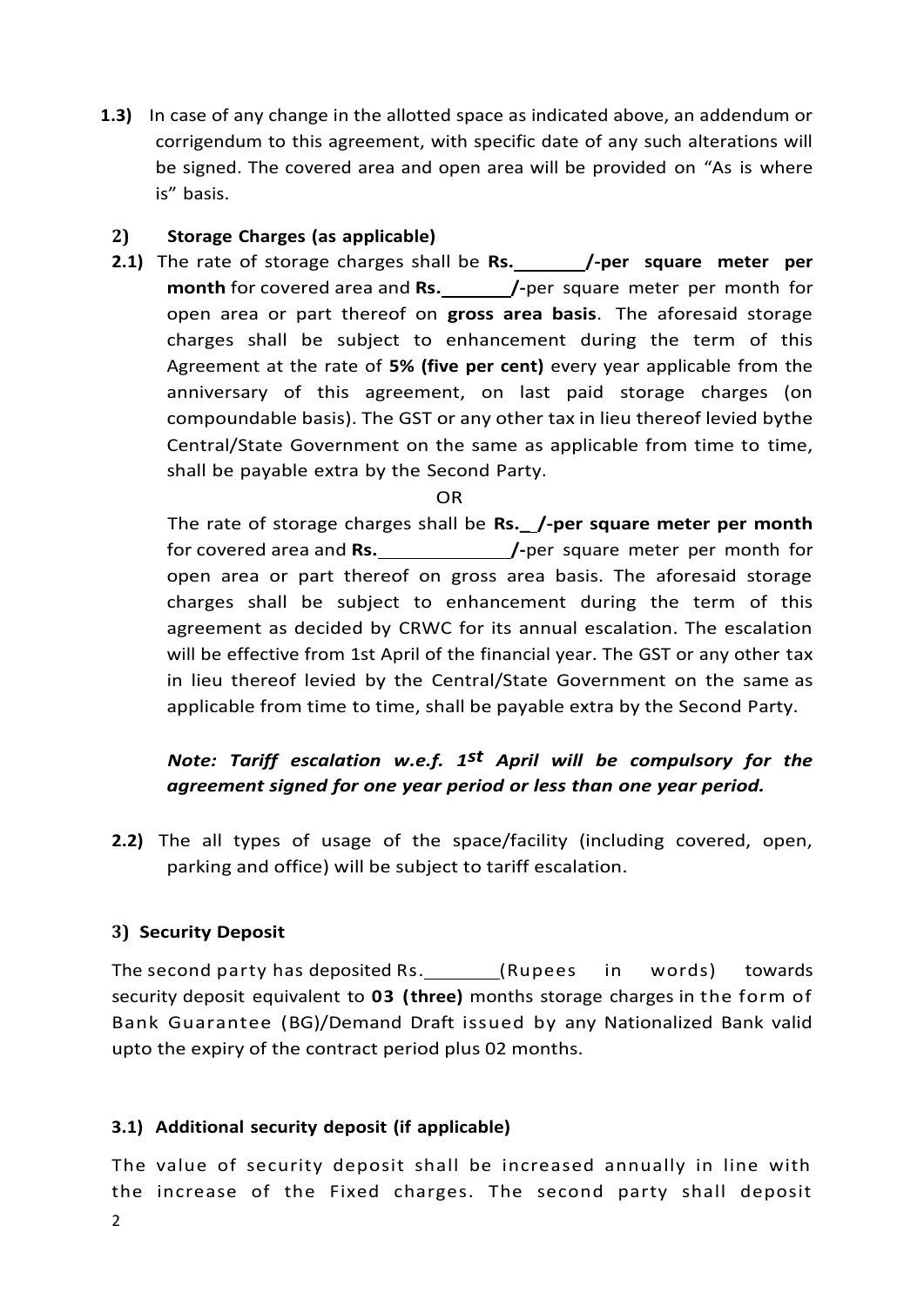**1.3)** In case of any change in the allotted space as indicated above, an addendum or corrigendum to this agreement, with specific date of any such alterations will be signed. The covered area and open area will be provided on "As is where is" basis.

**2) Storage Charges (as applicable)**

**2.1)** The rate of storage charges shall be **Rs.\_\_\_\_\_\_\_/-per square meter per month** for covered area and **Rs.\_\_\_\_\_\_\_/-**per square meter per month for open area or part thereof on **gross area basis**. The aforesaid storage charges shall be subject to enhancement during the term of this Agreement at the rate of **5% (five per cent)** every year applicable from the anniversary of this agreement, on last paid storage charges (on compoundable basis). The GST or any other tax in lieu thereof levied bythe Central/State Government on the same as applicable from time to time, shall be payable extra by the Second Party.

OR

The rate of storage charges shall be **Rs.\_/-per square meter per month** for covered area and **Rs.\_\_\_\_\_\_\_\_\_\_\_\_/-**per square meter per month for open area or part thereof on gross area basis. The aforesaid storage charges shall be subject to enhancement during the term of this agreement as decided by CRWC for its annual escalation. The escalation will be effective from 1st April of the financial year. The GST or any other tax in lieu thereof levied by the Central/State Government on the same as applicable from time to time, shall be payable extra by the Second Party.

***Note: Tariff escalation w.e.f. 1st April will be compulsory for the agreement signed for one year period or less than one year period.***

**2.2)** The all types of usage of the space/facility (including covered, open, parking and office) will be subject to tariff escalation.

**3) Security Deposit**

The second party has deposited Rs.\_\_\_\_\_\_\_\_(Rupees in words) towards security deposit equivalent to **03 (three)** months storage charges in the form of Bank Guarantee (BG)/Demand Draft issued by any Nationalized Bank valid upto the expiry of the contract period plus 02 months.

**3.1) Additional security deposit (if applicable)**

The value of security deposit shall be increased annually in line with the increase of the Fixed charges. The second party shall deposit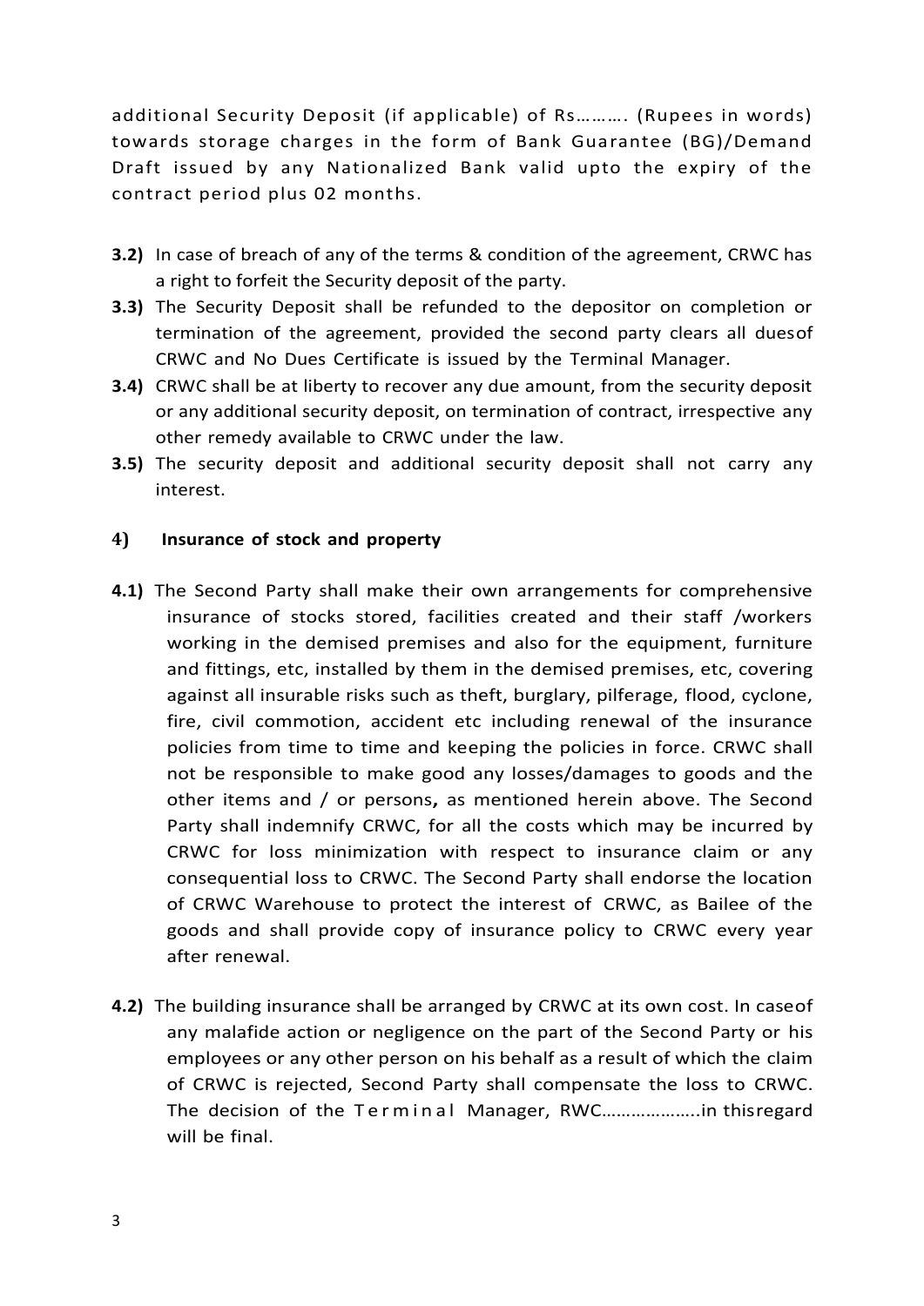additional Security Deposit (if applicable) of Rs………. (Rupees in words) towards storage charges in the form of Bank Guarantee (BG)/Demand Draft issued by any Nationalized Bank valid upto the expiry of the contract period plus 02 months.

**3.2)** In case of breach of any of the terms & condition of the agreement, CRWC has a right to forfeit the Security deposit of the party.

**3.3)** The Security Deposit shall be refunded to the depositor on completion or termination of the agreement, provided the second party clears all duesof CRWC and No Dues Certificate is issued by the Terminal Manager.

**3.4)** CRWC shall be at liberty to recover any due amount, from the security deposit or any additional security deposit, on termination of contract, irrespective any other remedy available to CRWC under the law.

**3.5)** The security deposit and additional security deposit shall not carry any interest.

**4) Insurance of stock and property**

**4.1)** The Second Party shall make their own arrangements for comprehensive insurance of stocks stored, facilities created and their staff /workers working in the demised premises and also for the equipment, furniture and fittings, etc, installed by them in the demised premises, etc, covering against all insurable risks such as theft, burglary, pilferage, flood, cyclone, fire, civil commotion, accident etc including renewal of the insurance policies from time to time and keeping the policies in force. CRWC shall not be responsible to make good any losses/damages to goods and the other items and / or persons**,** as mentioned herein above. The Second Party shall indemnify CRWC, for all the costs which may be incurred by CRWC for loss minimization with respect to insurance claim or any consequential loss to CRWC. The Second Party shall endorse the location of CRWC Warehouse to protect the interest of CRWC, as Bailee of the goods and shall provide copy of insurance policy to CRWC every year after renewal.

**4.2)** The building insurance shall be arranged by CRWC at its own cost. In caseof any malafide action or negligence on the part of the Second Party or his employees or any other person on his behalf as a result of which the claim of CRWC is rejected, Second Party shall compensate the loss to CRWC. The decision of the Terminal Manager, RWC………………..in thisregard will be final.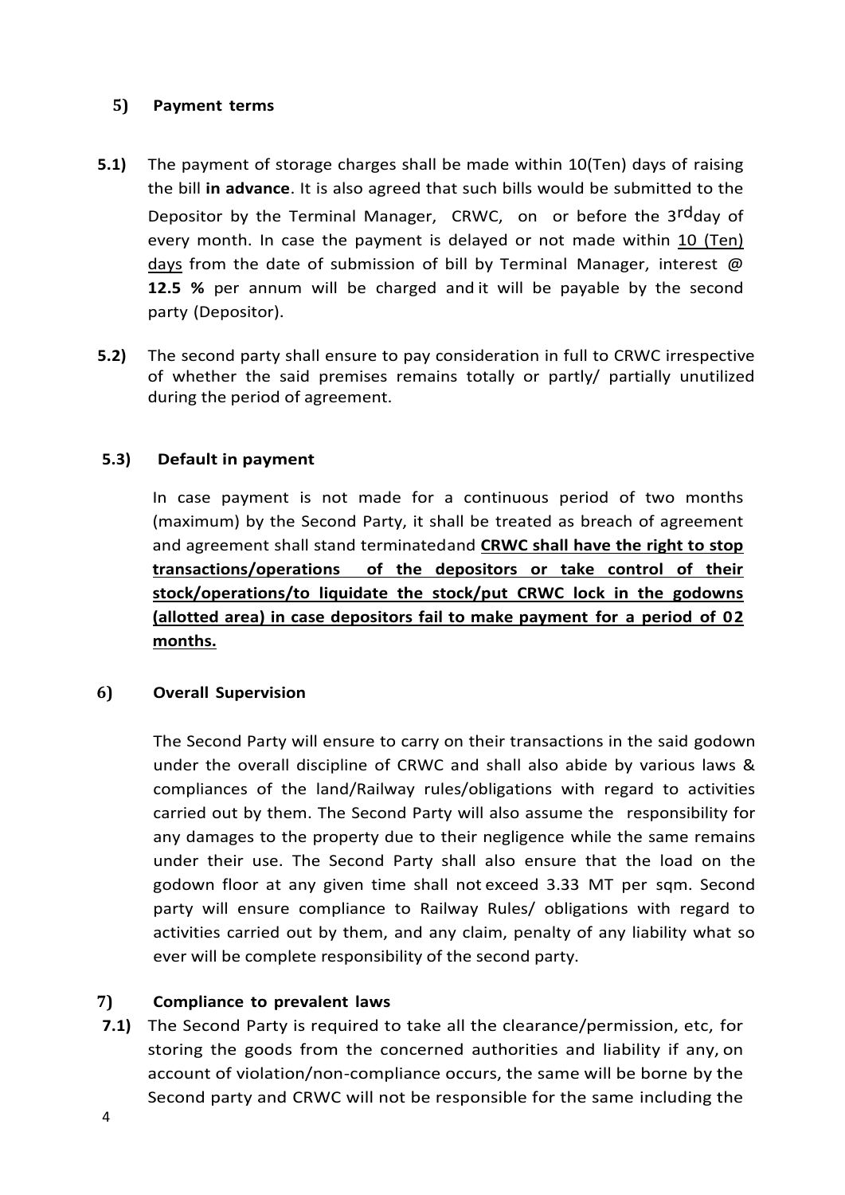**5) Payment terms**

**5.1)** The payment of storage charges shall be made within 10(Ten) days of raising the bill **in advance**. It is also agreed that such bills would be submitted to the Depositor by the Terminal Manager, CRWC, on or before the 3rdday of every month. In case the payment is delayed or not made within 10 (Ten) days from the date of submission of bill by Terminal Manager, interest @ **12.5 %** per annum will be charged and it will be payable by the second party (Depositor).

**5.2)** The second party shall ensure to pay consideration in full to CRWC irrespective of whether the said premises remains totally or partly/ partially unutilized during the period of agreement.

**5.3) Default in payment**

In case payment is not made for a continuous period of two months (maximum) by the Second Party, it shall be treated as breach of agreement and agreement shall stand terminatedand **CRWC shall have the right to stop transactions/operations of the depositors or take control of their stock/operations/to liquidate the stock/put CRWC lock in the godowns (allotted area) in case depositors fail to make payment for a period of 02 months.**

**6) Overall Supervision**

The Second Party will ensure to carry on their transactions in the said godown under the overall discipline of CRWC and shall also abide by various laws & compliances of the land/Railway rules/obligations with regard to activities carried out by them. The Second Party will also assume the responsibility for any damages to the property due to their negligence while the same remains under their use. The Second Party shall also ensure that the load on the godown floor at any given time shall not exceed 3.33 MT per sqm. Second party will ensure compliance to Railway Rules/ obligations with regard to activities carried out by them, and any claim, penalty of any liability what so ever will be complete responsibility of the second party.

**7) Compliance to prevalent laws**

**7.1)** The Second Party is required to take all the clearance/permission, etc, for storing the goods from the concerned authorities and liability if any, on account of violation/non-compliance occurs, the same will be borne by the Second party and CRWC will not be responsible for the same including the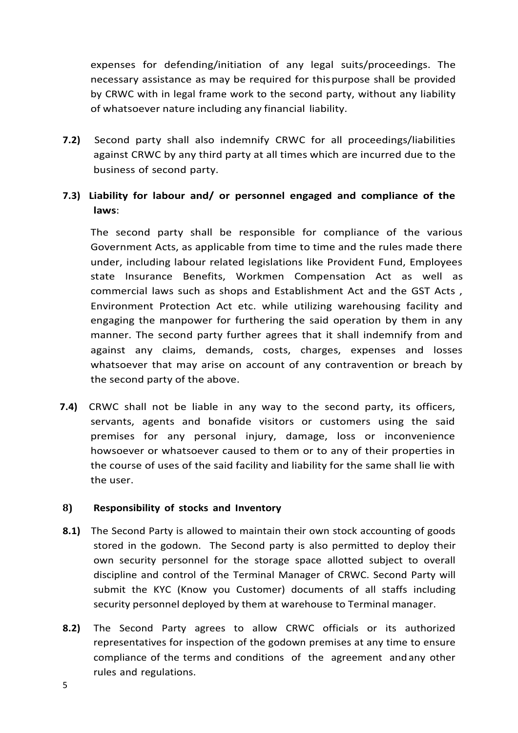expenses for defending/initiation of any legal suits/proceedings. The necessary assistance as may be required for this purpose shall be provided by CRWC with in legal frame work to the second party, without any liability of whatsoever nature including any financial liability.

**7.2)** Second party shall also indemnify CRWC for all proceedings/liabilities against CRWC by any third party at all times which are incurred due to the business of second party.

**7.3) Liability for labour and/ or personnel engaged and compliance of the laws**:

The second party shall be responsible for compliance of the various Government Acts, as applicable from time to time and the rules made there under, including labour related legislations like Provident Fund, Employees state Insurance Benefits, Workmen Compensation Act as well as commercial laws such as shops and Establishment Act and the GST Acts , Environment Protection Act etc. while utilizing warehousing facility and engaging the manpower for furthering the said operation by them in any manner. The second party further agrees that it shall indemnify from and against any claims, demands, costs, charges, expenses and losses whatsoever that may arise on account of any contravention or breach by the second party of the above.

**7.4)** CRWC shall not be liable in any way to the second party, its officers, servants, agents and bonafide visitors or customers using the said premises for any personal injury, damage, loss or inconvenience howsoever or whatsoever caused to them or to any of their properties in the course of uses of the said facility and liability for the same shall lie with the user.

**8) Responsibility of stocks and Inventory**

**8.1)** The Second Party is allowed to maintain their own stock accounting of goods stored in the godown. The Second party is also permitted to deploy their own security personnel for the storage space allotted subject to overall discipline and control of the Terminal Manager of CRWC. Second Party will submit the KYC (Know you Customer) documents of all staffs including security personnel deployed by them at warehouse to Terminal manager.

**8.2)** The Second Party agrees to allow CRWC officials or its authorized representatives for inspection of the godown premises at any time to ensure compliance of the terms and conditions of the agreement and any other rules and regulations.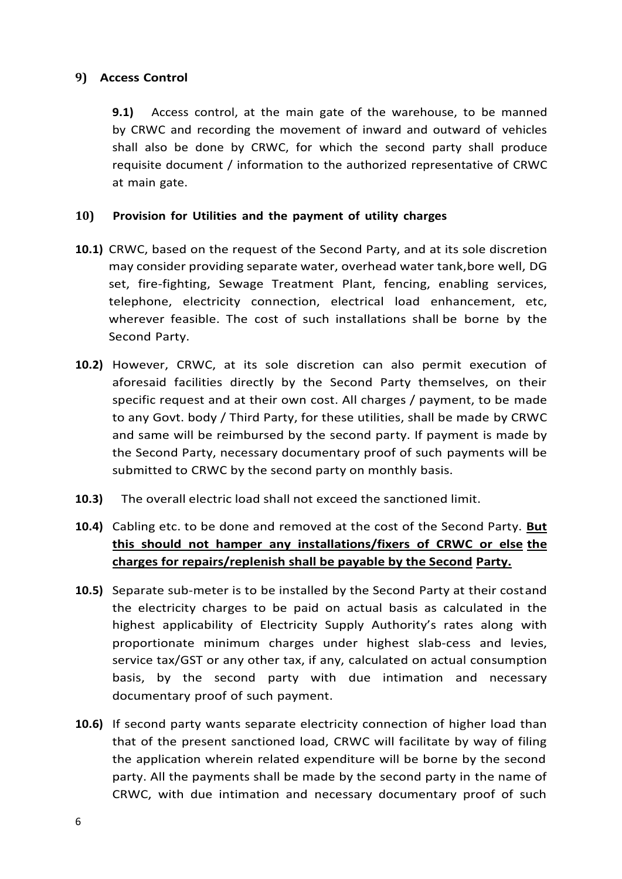## 9) Access Control

**9.1)** Access control, at the main gate of the warehouse, to be manned by CRWC and recording the movement of inward and outward of vehicles shall also be done by CRWC, for which the second party shall produce requisite document / information to the authorized representative of CRWC at main gate.

## 10) Provision for Utilities and the payment of utility charges

**10.1)** CRWC, based on the request of the Second Party, and at its sole discretion may consider providing separate water, overhead water tank,bore well, DG set, fire-fighting, Sewage Treatment Plant, fencing, enabling services, telephone, electricity connection, electrical load enhancement, etc, wherever feasible. The cost of such installations shall be borne by the Second Party.

**10.2)** However, CRWC, at its sole discretion can also permit execution of aforesaid facilities directly by the Second Party themselves, on their specific request and at their own cost. All charges / payment, to be made to any Govt. body / Third Party, for these utilities, shall be made by CRWC and same will be reimbursed by the second party. If payment is made by the Second Party, necessary documentary proof of such payments will be submitted to CRWC by the second party on monthly basis.

**10.3)** The overall electric load shall not exceed the sanctioned limit.

**10.4)** Cabling etc. to be done and removed at the cost of the Second Party. **But this should not hamper any installations/fixers of CRWC or else the charges for repairs/replenish shall be payable by the Second Party.**

**10.5)** Separate sub-meter is to be installed by the Second Party at their costand the electricity charges to be paid on actual basis as calculated in the highest applicability of Electricity Supply Authority's rates along with proportionate minimum charges under highest slab-cess and levies, service tax/GST or any other tax, if any, calculated on actual consumption basis, by the second party with due intimation and necessary documentary proof of such payment.

**10.6)** If second party wants separate electricity connection of higher load than that of the present sanctioned load, CRWC will facilitate by way of filing the application wherein related expenditure will be borne by the second party. All the payments shall be made by the second party in the name of CRWC, with due intimation and necessary documentary proof of such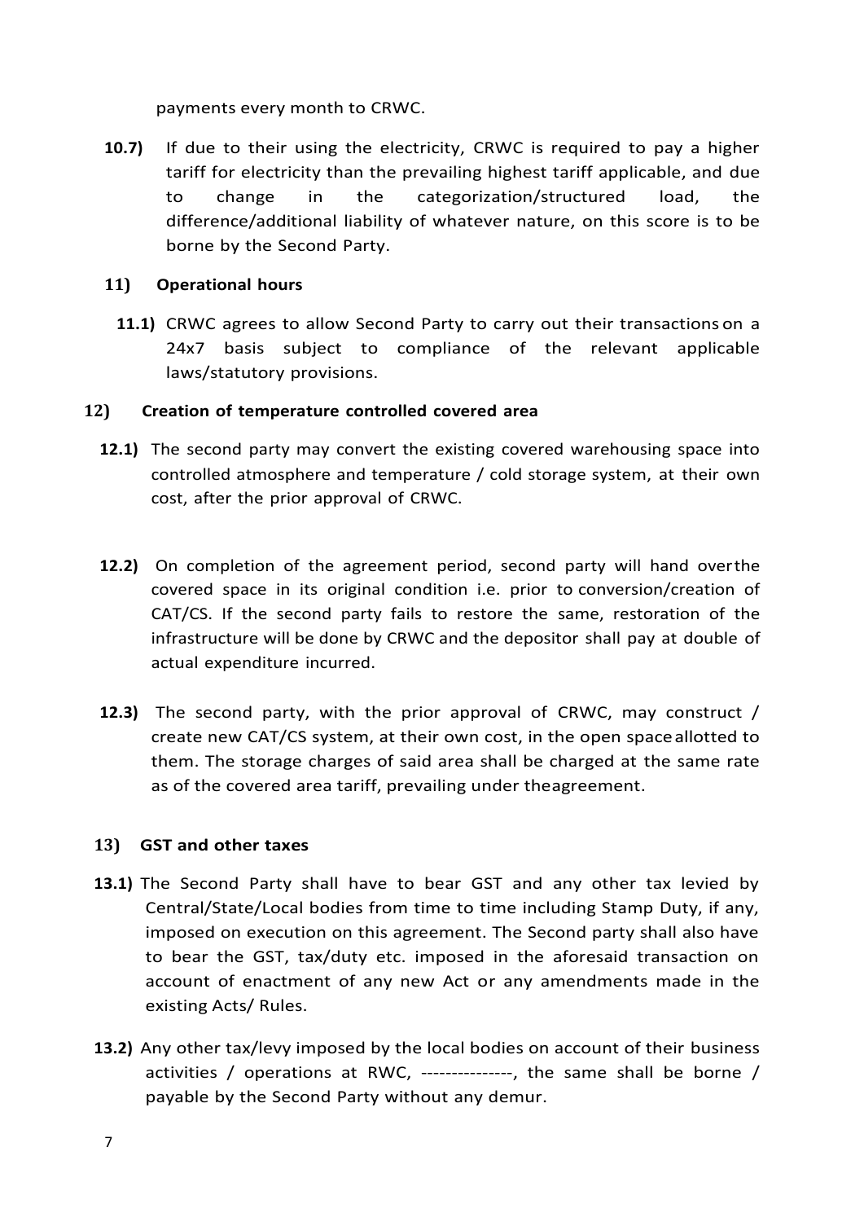payments every month to CRWC.

**10.7)** If due to their using the electricity, CRWC is required to pay a higher tariff for electricity than the prevailing highest tariff applicable, and due to change in the categorization/structured load, the difference/additional liability of whatever nature, on this score is to be borne by the Second Party.

**11) Operational hours**

**11.1)** CRWC agrees to allow Second Party to carry out their transactions on a 24x7 basis subject to compliance of the relevant applicable laws/statutory provisions.

**12) Creation of temperature controlled covered area**

**12.1)** The second party may convert the existing covered warehousing space into controlled atmosphere and temperature / cold storage system, at their own cost, after the prior approval of CRWC.

**12.2)** On completion of the agreement period, second party will hand over the covered space in its original condition i.e. prior to conversion/creation of CAT/CS. If the second party fails to restore the same, restoration of the infrastructure will be done by CRWC and the depositor shall pay at double of actual expenditure incurred.

**12.3)** The second party, with the prior approval of CRWC, may construct / create new CAT/CS system, at their own cost, in the open space allotted to them. The storage charges of said area shall be charged at the same rate as of the covered area tariff, prevailing under the agreement.

**13) GST and other taxes**

**13.1)** The Second Party shall have to bear GST and any other tax levied by Central/State/Local bodies from time to time including Stamp Duty, if any, imposed on execution on this agreement. The Second party shall also have to bear the GST, tax/duty etc. imposed in the aforesaid transaction on account of enactment of any new Act or any amendments made in the existing Acts/ Rules.

**13.2)** Any other tax/levy imposed by the local bodies on account of their business activities / operations at RWC, ---------------, the same shall be borne / payable by the Second Party without any demur.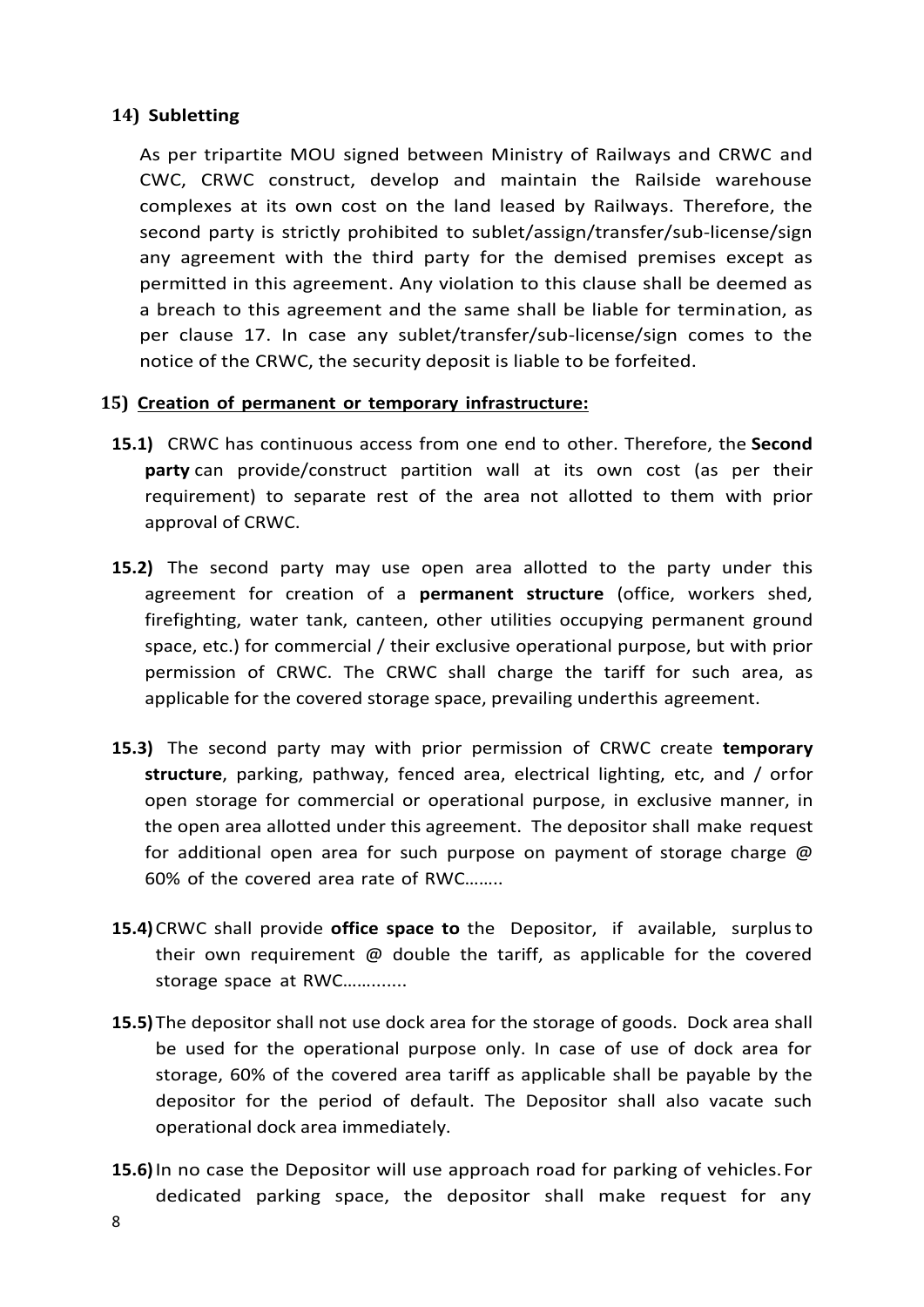**14) Subletting**

As per tripartite MOU signed between Ministry of Railways and CRWC and CWC, CRWC construct, develop and maintain the Railside warehouse complexes at its own cost on the land leased by Railways. Therefore, the second party is strictly prohibited to sublet/assign/transfer/sub-license/sign any agreement with the third party for the demised premises except as permitted in this agreement. Any violation to this clause shall be deemed as a breach to this agreement and the same shall be liable for termination, as per clause 17. In case any sublet/transfer/sub-license/sign comes to the notice of the CRWC, the security deposit is liable to be forfeited.

**15) <u>Creation of permanent or temporary infrastructure:</u>**

**15.1)** CRWC has continuous access from one end to other. Therefore, the **Second party** can provide/construct partition wall at its own cost (as per their requirement) to separate rest of the area not allotted to them with prior approval of CRWC.

**15.2)** The second party may use open area allotted to the party under this agreement for creation of a **permanent structure** (office, workers shed, firefighting, water tank, canteen, other utilities occupying permanent ground space, etc.) for commercial / their exclusive operational purpose, but with prior permission of CRWC. The CRWC shall charge the tariff for such area, as applicable for the covered storage space, prevailing underthis agreement.

**15.3)** The second party may with prior permission of CRWC create **temporary structure**, parking, pathway, fenced area, electrical lighting, etc, and / orfor open storage for commercial or operational purpose, in exclusive manner, in the open area allotted under this agreement. The depositor shall make request for additional open area for such purpose on payment of storage charge @ 60% of the covered area rate of RWC……..

**15.4)** CRWC shall provide **office space to** the Depositor, if available, surplus to their own requirement @ double the tariff, as applicable for the covered storage space at RWC………....

**15.5)** The depositor shall not use dock area for the storage of goods. Dock area shall be used for the operational purpose only. In case of use of dock area for storage, 60% of the covered area tariff as applicable shall be payable by the depositor for the period of default. The Depositor shall also vacate such operational dock area immediately.

**15.6)** In no case the Depositor will use approach road for parking of vehicles. For dedicated parking space, the depositor shall make request for any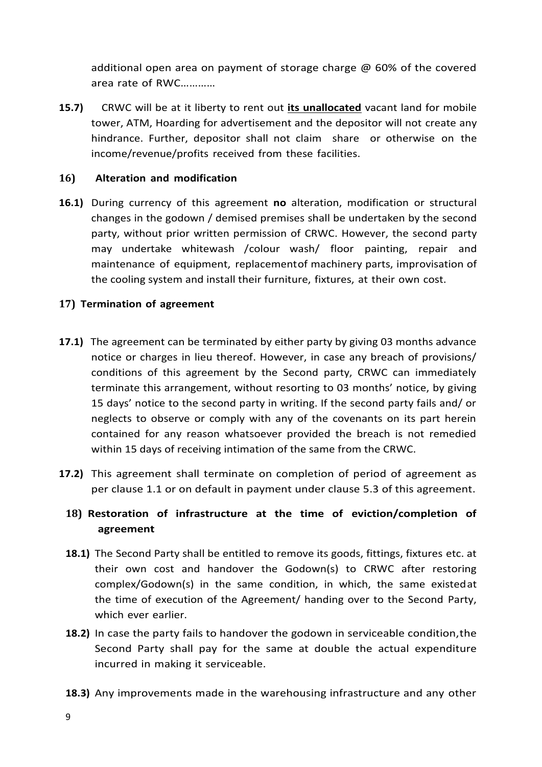additional open area on payment of storage charge @ 60% of the covered area rate of RWC…………

**15.7)** CRWC will be at it liberty to rent out **its unallocated** vacant land for mobile tower, ATM, Hoarding for advertisement and the depositor will not create any hindrance. Further, depositor shall not claim share or otherwise on the income/revenue/profits received from these facilities.

**16) Alteration and modification**

**16.1)** During currency of this agreement **no** alteration, modification or structural changes in the godown / demised premises shall be undertaken by the second party, without prior written permission of CRWC. However, the second party may undertake whitewash /colour wash/ floor painting, repair and maintenance of equipment, replacementof machinery parts, improvisation of the cooling system and install their furniture, fixtures, at their own cost.

**17) Termination of agreement**

**17.1)** The agreement can be terminated by either party by giving 03 months advance notice or charges in lieu thereof. However, in case any breach of provisions/ conditions of this agreement by the Second party, CRWC can immediately terminate this arrangement, without resorting to 03 months' notice, by giving 15 days' notice to the second party in writing. If the second party fails and/ or neglects to observe or comply with any of the covenants on its part herein contained for any reason whatsoever provided the breach is not remedied within 15 days of receiving intimation of the same from the CRWC.

**17.2)** This agreement shall terminate on completion of period of agreement as per clause 1.1 or on default in payment under clause 5.3 of this agreement.

**18) Restoration of infrastructure at the time of eviction/completion of agreement**

**18.1)** The Second Party shall be entitled to remove its goods, fittings, fixtures etc. at their own cost and handover the Godown(s) to CRWC after restoring complex/Godown(s) in the same condition, in which, the same existedat the time of execution of the Agreement/ handing over to the Second Party, which ever earlier.

**18.2)** In case the party fails to handover the godown in serviceable condition,the Second Party shall pay for the same at double the actual expenditure incurred in making it serviceable.

**18.3)** Any improvements made in the warehousing infrastructure and any other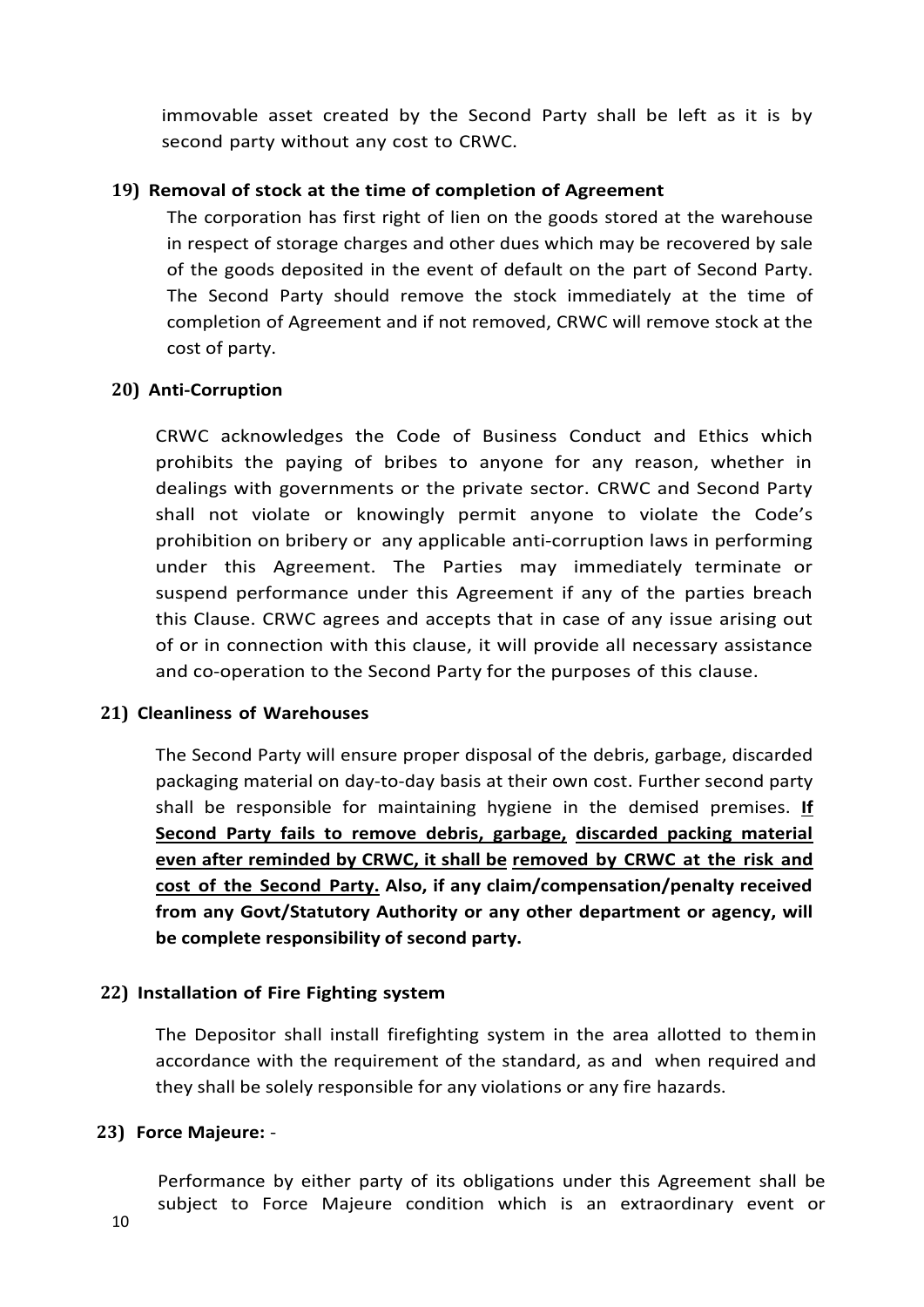immovable asset created by the Second Party shall be left as it is by second party without any cost to CRWC.

**19) Removal of stock at the time of completion of Agreement**

The corporation has first right of lien on the goods stored at the warehouse in respect of storage charges and other dues which may be recovered by sale of the goods deposited in the event of default on the part of Second Party. The Second Party should remove the stock immediately at the time of completion of Agreement and if not removed, CRWC will remove stock at the cost of party.

**20) Anti-Corruption**

CRWC acknowledges the Code of Business Conduct and Ethics which prohibits the paying of bribes to anyone for any reason, whether in dealings with governments or the private sector. CRWC and Second Party shall not violate or knowingly permit anyone to violate the Code's prohibition on bribery or any applicable anti-corruption laws in performing under this Agreement. The Parties may immediately terminate or suspend performance under this Agreement if any of the parties breach this Clause. CRWC agrees and accepts that in case of any issue arising out of or in connection with this clause, it will provide all necessary assistance and co-operation to the Second Party for the purposes of this clause.

**21) Cleanliness of Warehouses**

The Second Party will ensure proper disposal of the debris, garbage, discarded packaging material on day-to-day basis at their own cost. Further second party shall be responsible for maintaining hygiene in the demised premises. **If Second Party fails to remove debris, garbage, discarded packing material even after reminded by CRWC, it shall be removed by CRWC at the risk and cost of the Second Party. Also, if any claim/compensation/penalty received from any Govt/Statutory Authority or any other department or agency, will be complete responsibility of second party.**

**22) Installation of Fire Fighting system**

The Depositor shall install firefighting system in the area allotted to them in accordance with the requirement of the standard, as and when required and they shall be solely responsible for any violations or any fire hazards.

**23) Force Majeure:** -

Performance by either party of its obligations under this Agreement shall be subject to Force Majeure condition which is an extraordinary event or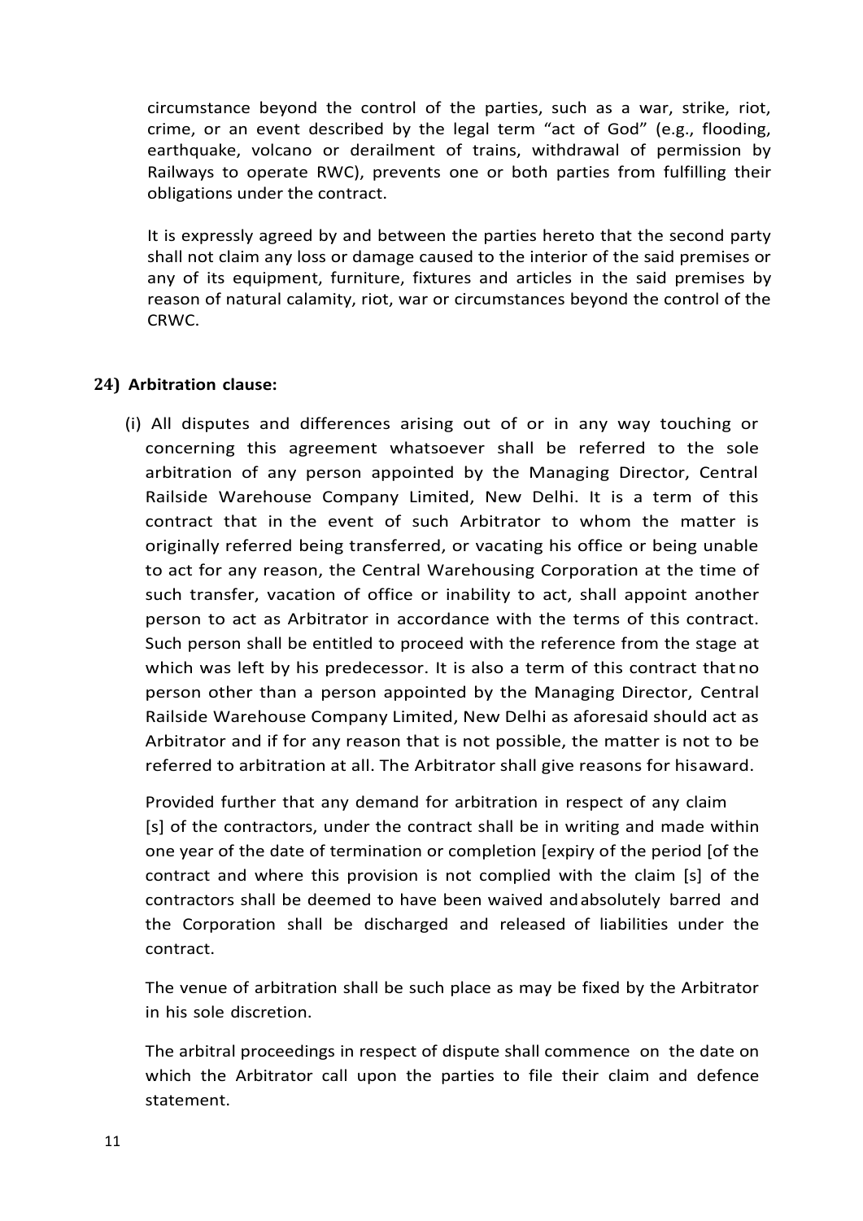circumstance beyond the control of the parties, such as a war, strike, riot, crime, or an event described by the legal term "act of God" (e.g., flooding, earthquake, volcano or derailment of trains, withdrawal of permission by Railways to operate RWC), prevents one or both parties from fulfilling their obligations under the contract.

It is expressly agreed by and between the parties hereto that the second party shall not claim any loss or damage caused to the interior of the said premises or any of its equipment, furniture, fixtures and articles in the said premises by reason of natural calamity, riot, war or circumstances beyond the control of the CRWC.

**24) Arbitration clause:**

(i) All disputes and differences arising out of or in any way touching or concerning this agreement whatsoever shall be referred to the sole arbitration of any person appointed by the Managing Director, Central Railside Warehouse Company Limited, New Delhi. It is a term of this contract that in the event of such Arbitrator to whom the matter is originally referred being transferred, or vacating his office or being unable to act for any reason, the Central Warehousing Corporation at the time of such transfer, vacation of office or inability to act, shall appoint another person to act as Arbitrator in accordance with the terms of this contract. Such person shall be entitled to proceed with the reference from the stage at which was left by his predecessor. It is also a term of this contract that no person other than a person appointed by the Managing Director, Central Railside Warehouse Company Limited, New Delhi as aforesaid should act as Arbitrator and if for any reason that is not possible, the matter is not to be referred to arbitration at all. The Arbitrator shall give reasons for his award.

Provided further that any demand for arbitration in respect of any claim [s] of the contractors, under the contract shall be in writing and made within one year of the date of termination or completion [expiry of the period [of the contract and where this provision is not complied with the claim [s] of the contractors shall be deemed to have been waived and absolutely barred and the Corporation shall be discharged and released of liabilities under the contract.

The venue of arbitration shall be such place as may be fixed by the Arbitrator in his sole discretion.

The arbitral proceedings in respect of dispute shall commence on the date on which the Arbitrator call upon the parties to file their claim and defence statement.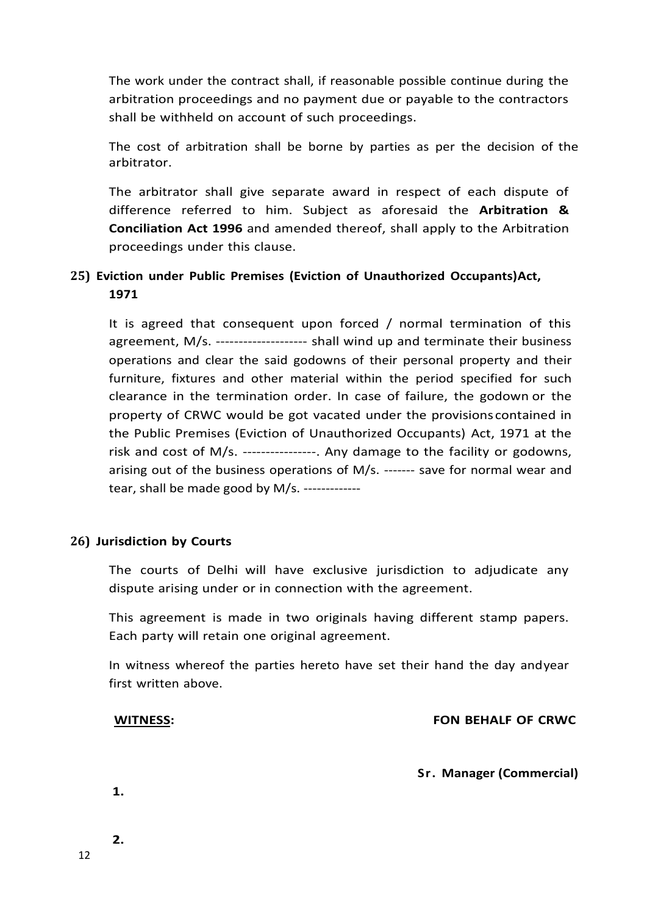The work under the contract shall, if reasonable possible continue during the arbitration proceedings and no payment due or payable to the contractors shall be withheld on account of such proceedings.

The cost of arbitration shall be borne by parties as per the decision of the arbitrator.

The arbitrator shall give separate award in respect of each dispute of difference referred to him. Subject as aforesaid the **Arbitration & Conciliation Act 1996** and amended thereof, shall apply to the Arbitration proceedings under this clause.

**25) Eviction under Public Premises (Eviction of Unauthorized Occupants)Act, 1971**

It is agreed that consequent upon forced / normal termination of this agreement, M/s. -------------------- shall wind up and terminate their business operations and clear the said godowns of their personal property and their furniture, fixtures and other material within the period specified for such clearance in the termination order. In case of failure, the godown or the property of CRWC would be got vacated under the provisions contained in the Public Premises (Eviction of Unauthorized Occupants) Act, 1971 at the risk and cost of M/s. ----------------. Any damage to the facility or godowns, arising out of the business operations of M/s. ------- save for normal wear and tear, shall be made good by M/s. -------------

**26) Jurisdiction by Courts**

The courts of Delhi will have exclusive jurisdiction to adjudicate any dispute arising under or in connection with the agreement.

This agreement is made in two originals having different stamp papers. Each party will retain one original agreement.

In witness whereof the parties hereto have set their hand the day andyear first written above.

**WITNESS:** **FON BEHALF OF CRWC**

**Sr. Manager (Commercial)**

**1.**

**2.**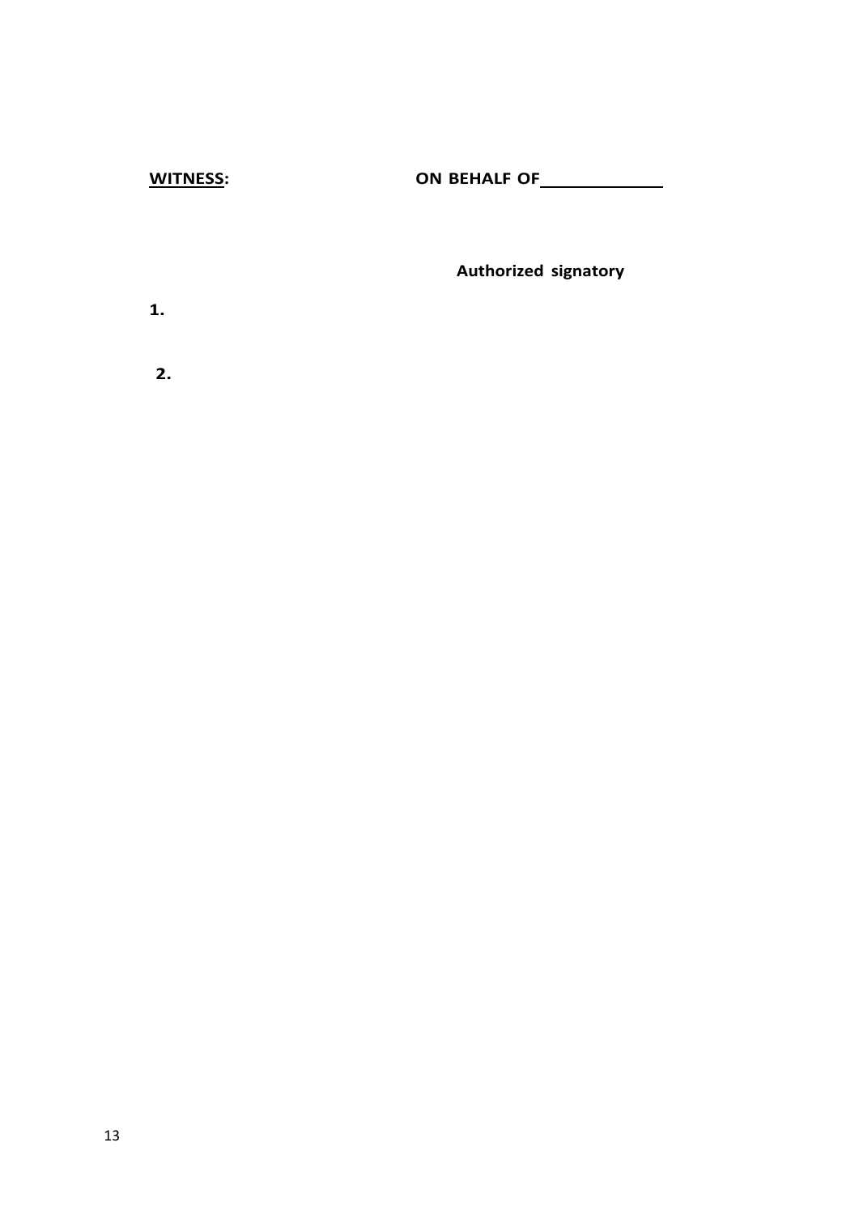**WITNESS:** **ON BEHALF OF**\_\_\_\_\_\_\_\_\_\_\_\_

**Authorized signatory**

**1.**

**2.**